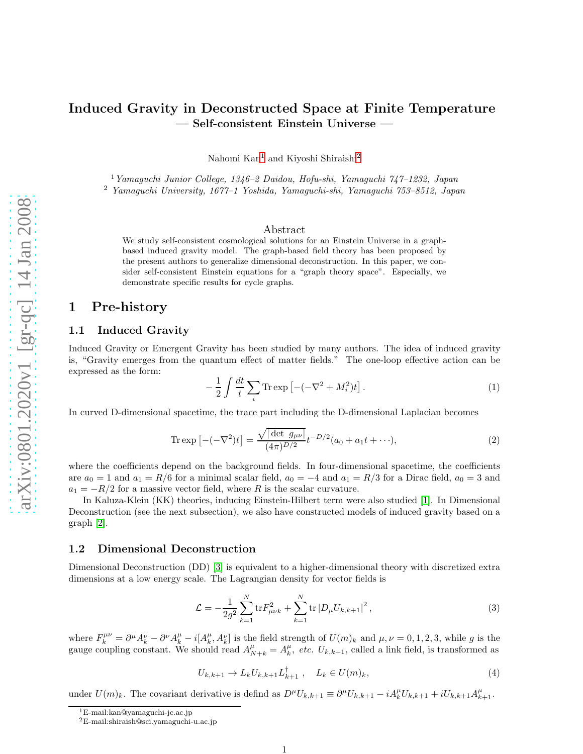# Induced Gravity in Deconstructed Space at Finite Temperature

## — Self-consistent Einstein Universe —

Nahomi Kan[1] and Kiyoshi Shiraishi[2]

[1] *Yamaguchi Junior College, 1346–2 Daidou, Hofu-shi, Yamaguchi 747–1232, Japan*
[2] *Yamaguchi University, 1677–1 Yoshida, Yamaguchi-shi, Yamaguchi 753–8512, Japan*

### Abstract

We study self-consistent cosmological solutions for an Einstein Universe in a graph-based induced gravity model. The graph-based field theory has been proposed by the present authors to generalize dimensional deconstruction. In this paper, we consider self-consistent Einstein equations for a "graph theory space". Especially, we demonstrate specific results for cycle graphs.

# 1 Pre-history

## 1.1 Induced Gravity

Induced Gravity or Emergent Gravity has been studied by many authors. The idea of induced gravity is, "Gravity emerges from the quantum effect of matter fields." The one-loop effective action can be expressed as the form:

$$-\frac{1}{2}\int\frac{dt}{t}\sum_i \mathrm{Tr}\exp\left[-(-\nabla^2+M_i^2)t\right]. \tag{1}$$

In curved D-dimensional spacetime, the trace part including the D-dimensional Laplacian becomes

$$\mathrm{Tr}\exp\left[-(-\nabla^2)t\right]=\frac{\sqrt{|\det\ g_{\mu\nu}|}}{(4\pi)^{D/2}}t^{-D/2}(a_0+a_1t+\cdots), \tag{2}$$

where the coefficients depend on the background fields. In four-dimensional spacetime, the coefficients are $a_0=1$ and $a_1=R/6$ for a minimal scalar field, $a_0=-4$ and $a_1=R/3$ for a Dirac field, $a_0=3$ and $a_1=-R/2$ for a massive vector field, where $R$ is the scalar curvature.

In Kaluza-Klein (KK) theories, inducing Einstein-Hilbert term were also studied [1]. In Dimensional Deconstruction (see the next subsection), we also have constructed models of induced gravity based on a graph [2].

## 1.2 Dimensional Deconstruction

Dimensional Deconstruction (DD) [3] is equivalent to a higher-dimensional theory with discretized extra dimensions at a low energy scale. The Lagrangian density for vector fields is

$$\mathcal{L}=-\frac{1}{2g^2}\sum_{k=1}^{N}\mathrm{tr}F_{\mu\nu k}^2+\sum_{k=1}^{N}\mathrm{tr}\left|D_\mu U_{k,k+1}\right|^2, \tag{3}$$

where $F_k^{\mu\nu}=\partial^\mu A_k^\nu-\partial^\nu A_k^\mu-i[A_k^\mu,A_k^\nu]$ is the field strength of $U(m)_k$ and $\mu,\nu=0,1,2,3$, while $g$ is the gauge coupling constant. We should read $A_{N+k}^\mu=A_k^\mu$, *etc.* $U_{k,k+1}$, called a link field, is transformed as

$$U_{k,k+1}\to L_kU_{k,k+1}L_{k+1}^\dagger\ ,\quad L_k\in U(m)_k, \tag{4}$$

under $U(m)_k$. The covariant derivative is defind as $D^\mu U_{k,k+1}\equiv\partial^\mu U_{k,k+1}-iA_k^\mu U_{k,k+1}+iU_{k,k+1}A_{k+1}^\mu$.

[1] E-mail:kan@yamaguchi-jc.ac.jp
[2] E-mail:shiraish@sci.yamaguchi-u.ac.jp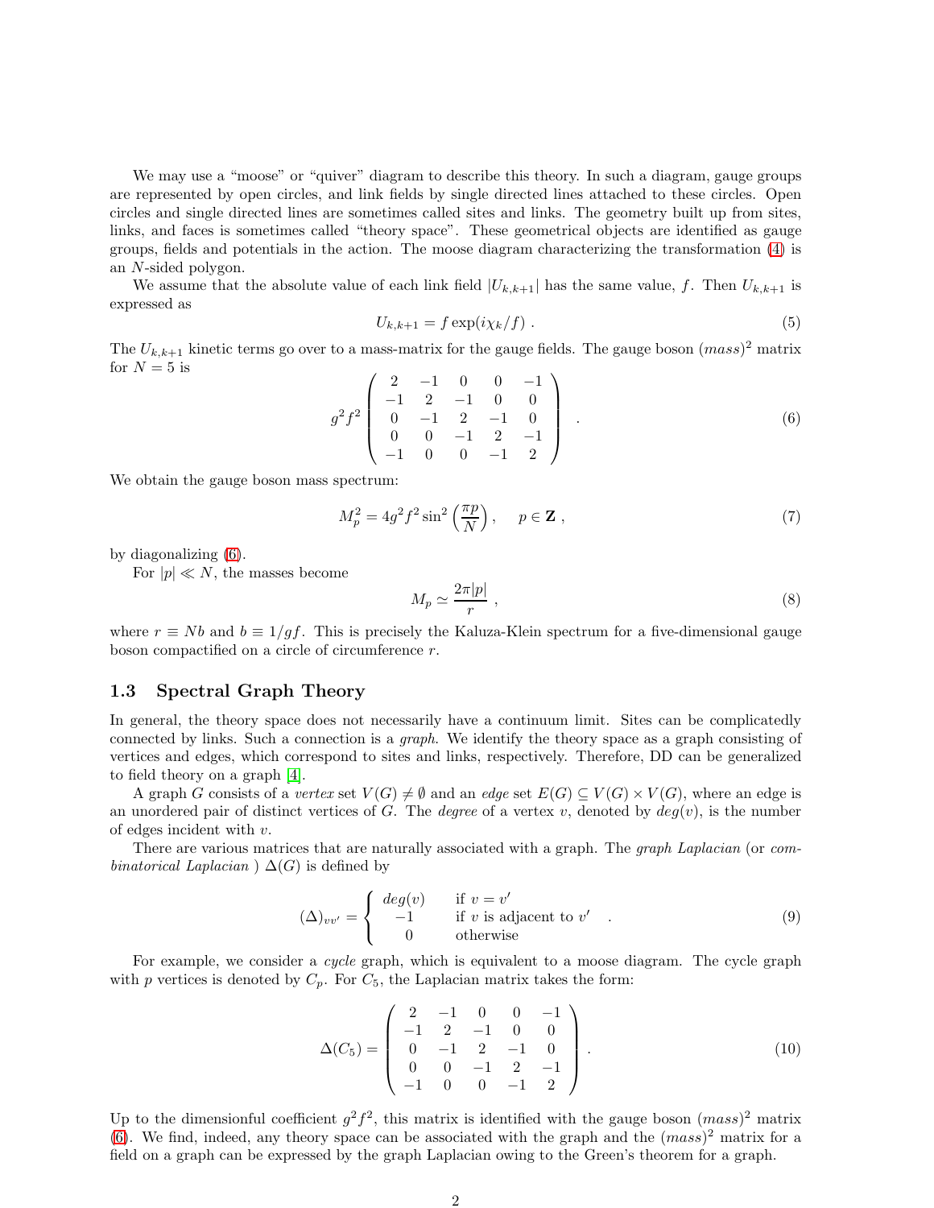We may use a "moose" or "quiver" diagram to describe this theory. In such a diagram, gauge groups are represented by open circles, and link fields by single directed lines attached to these circles. Open circles and single directed lines are sometimes called sites and links. The geometry built up from sites, links, and faces is sometimes called "theory space". These geometrical objects are identified as gauge groups, fields and potentials in the action. The moose diagram characterizing the transformation (4) is an $N$-sided polygon.

We assume that the absolute value of each link field $|U_{k,k+1}|$ has the same value, $f$. Then $U_{k,k+1}$ is expressed as

$$U_{k,k+1} = f \exp(i\chi_k/f) \ . \tag{5}$$

The $U_{k,k+1}$ kinetic terms go over to a mass-matrix for the gauge fields. The gauge boson $(mass)^2$ matrix for $N = 5$ is

$$g^2 f^2 \begin{pmatrix} 2 & -1 & 0 & 0 & -1 \\ -1 & 2 & -1 & 0 & 0 \\ 0 & -1 & 2 & -1 & 0 \\ 0 & 0 & -1 & 2 & -1 \\ -1 & 0 & 0 & -1 & 2 \end{pmatrix} \ . \tag{6}$$

We obtain the gauge boson mass spectrum:

$$M_p^2 = 4g^2 f^2 \sin^2\left(\frac{\pi p}{N}\right), \quad p \in \mathbf{Z} \ , \tag{7}$$

by diagonalizing (6).

For $|p| \ll N$, the masses become

$$M_p \simeq \frac{2\pi |p|}{r} \ , \tag{8}$$

where $r \equiv Nb$ and $b \equiv 1/gf$. This is precisely the Kaluza-Klein spectrum for a five-dimensional gauge boson compactified on a circle of circumference $r$.

### 1.3 Spectral Graph Theory

In general, the theory space does not necessarily have a continuum limit. Sites can be complicatedly connected by links. Such a connection is a *graph*. We identify the theory space as a graph consisting of vertices and edges, which correspond to sites and links, respectively. Therefore, DD can be generalized to field theory on a graph [4].

A graph $G$ consists of a *vertex* set $V(G) \neq \emptyset$ and an *edge* set $E(G) \subseteq V(G) \times V(G)$, where an edge is an unordered pair of distinct vertices of $G$. The *degree* of a vertex $v$, denoted by $deg(v)$, is the number of edges incident with $v$.

There are various matrices that are naturally associated with a graph. The *graph Laplacian* (or *combinatorical Laplacian* ) $\Delta(G)$ is defined by

$$(\Delta)_{vv'} = \begin{cases} deg(v) & \text{if } v = v' \\ -1 & \text{if } v \text{ is adjacent to } v' \\ 0 & \text{otherwise} \end{cases} \ . \tag{9}$$

For example, we consider a *cycle* graph, which is equivalent to a moose diagram. The cycle graph with $p$ vertices is denoted by $C_p$. For $C_5$, the Laplacian matrix takes the form:

$$\Delta(C_5) = \begin{pmatrix} 2 & -1 & 0 & 0 & -1 \\ -1 & 2 & -1 & 0 & 0 \\ 0 & -1 & 2 & -1 & 0 \\ 0 & 0 & -1 & 2 & -1 \\ -1 & 0 & 0 & -1 & 2 \end{pmatrix} \ . \tag{10}$$

Up to the dimensionful coefficient $g^2 f^2$, this matrix is identified with the gauge boson $(mass)^2$ matrix (6). We find, indeed, any theory space can be associated with the graph and the $(mass)^2$ matrix for a field on a graph can be expressed by the graph Laplacian owing to the Green's theorem for a graph.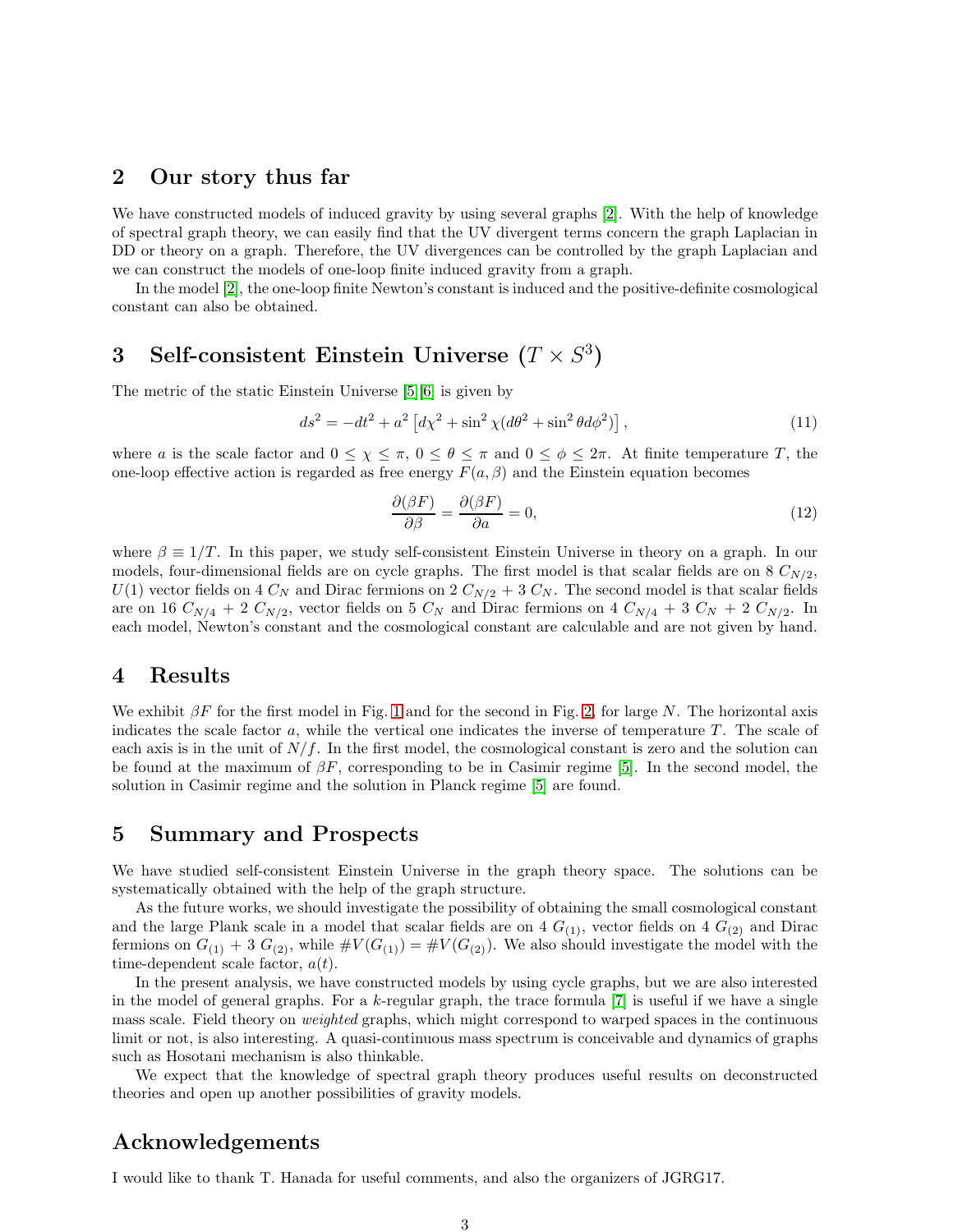## 2 Our story thus far

We have constructed models of induced gravity by using several graphs [2]. With the help of knowledge of spectral graph theory, we can easily find that the UV divergent terms concern the graph Laplacian in DD or theory on a graph. Therefore, the UV divergences can be controlled by the graph Laplacian and we can construct the models of one-loop finite induced gravity from a graph.

In the model [2], the one-loop finite Newton's constant is induced and the positive-definite cosmological constant can also be obtained.

## 3 Self-consistent Einstein Universe ($T \times S^3$)

The metric of the static Einstein Universe [5][6] is given by

$$ds^2 = -dt^2 + a^2 \left[ d\chi^2 + \sin^2 \chi (d\theta^2 + \sin^2 \theta d\phi^2) \right], \tag{11}$$

where $a$ is the scale factor and $0 \leq \chi \leq \pi$, $0 \leq \theta \leq \pi$ and $0 \leq \phi \leq 2\pi$. At finite temperature $T$, the one-loop effective action is regarded as free energy $F(a, \beta)$ and the Einstein equation becomes

$$\frac{\partial(\beta F)}{\partial \beta} = \frac{\partial(\beta F)}{\partial a} = 0, \tag{12}$$

where $\beta \equiv 1/T$. In this paper, we study self-consistent Einstein Universe in theory on a graph. In our models, four-dimensional fields are on cycle graphs. The first model is that scalar fields are on 8 $C_{N/2}$, $U(1)$ vector fields on 4 $C_N$ and Dirac fermions on 2 $C_{N/2}$ + 3 $C_N$. The second model is that scalar fields are on 16 $C_{N/4}$ + 2 $C_{N/2}$, vector fields on 5 $C_N$ and Dirac fermions on 4 $C_{N/4}$ + 3 $C_N$ + 2 $C_{N/2}$. In each model, Newton's constant and the cosmological constant are calculable and are not given by hand.

## 4 Results

We exhibit $\beta F$ for the first model in Fig. 1 and for the second in Fig. 2, for large $N$. The horizontal axis indicates the scale factor $a$, while the vertical one indicates the inverse of temperature $T$. The scale of each axis is in the unit of $N/f$. In the first model, the cosmological constant is zero and the solution can be found at the maximum of $\beta F$, corresponding to be in Casimir regime [5]. In the second model, the solution in Casimir regime and the solution in Planck regime [5] are found.

## 5 Summary and Prospects

We have studied self-consistent Einstein Universe in the graph theory space. The solutions can be systematically obtained with the help of the graph structure.

As the future works, we should investigate the possibility of obtaining the small cosmological constant and the large Plank scale in a model that scalar fields are on 4 $G_{(1)}$, vector fields on 4 $G_{(2)}$ and Dirac fermions on $G_{(1)}$ + 3 $G_{(2)}$, while $\#V(G_{(1)}) = \#V(G_{(2)})$. We also should investigate the model with the time-dependent scale factor, $a(t)$.

In the present analysis, we have constructed models by using cycle graphs, but we are also interested in the model of general graphs. For a $k$-regular graph, the trace formula [7] is useful if we have a single mass scale. Field theory on *weighted* graphs, which might correspond to warped spaces in the continuous limit or not, is also interesting. A quasi-continuous mass spectrum is conceivable and dynamics of graphs such as Hosotani mechanism is also thinkable.

We expect that the knowledge of spectral graph theory produces useful results on deconstructed theories and open up another possibilities of gravity models.

## Acknowledgements

I would like to thank T. Hanada for useful comments, and also the organizers of JGRG17.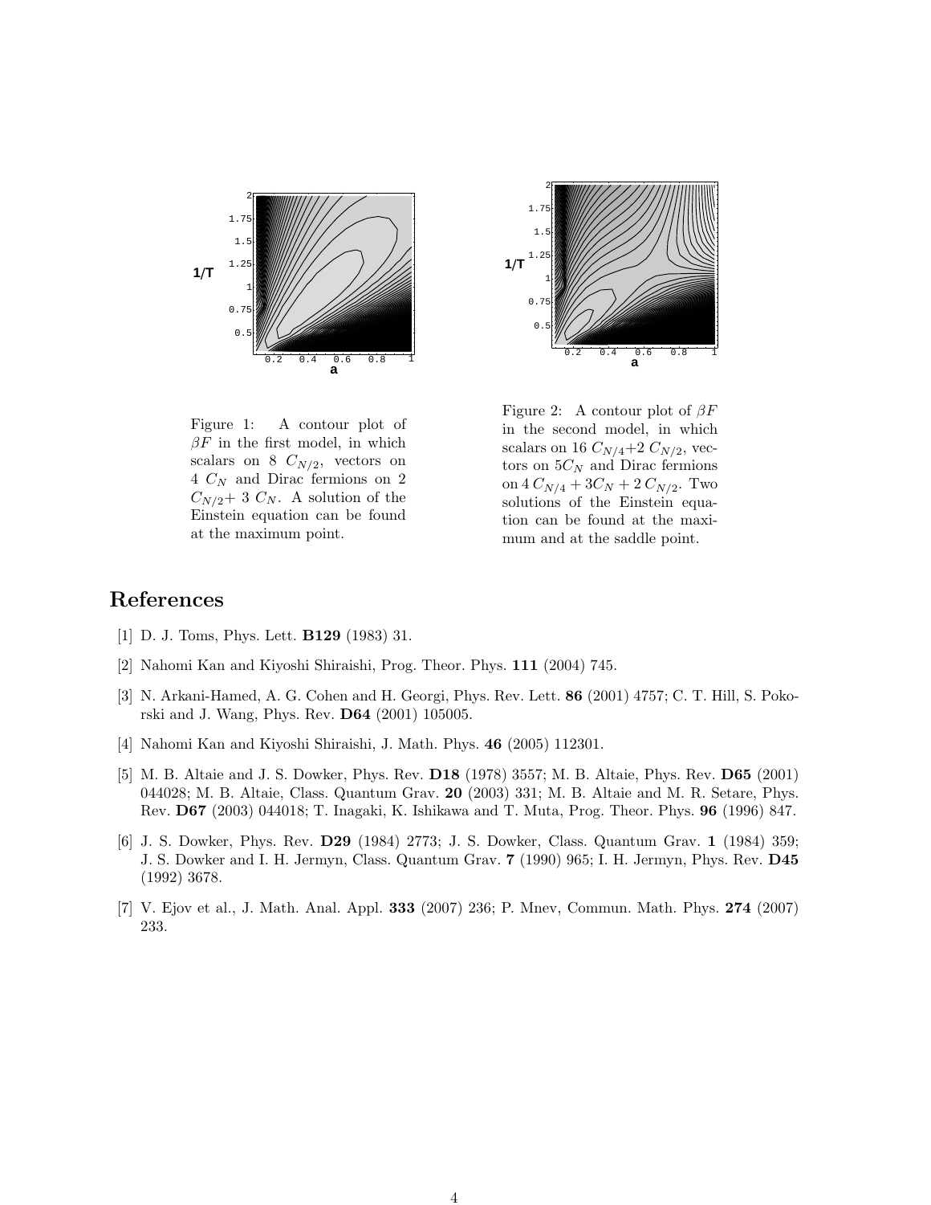1/T

2
1.75
1.5
1.25
1
0.75
0.5

0.2 0.4 0.6 0.8 1

a

Figure 1: A contour plot of $\beta F$ in the first model, in which scalars on 8 $C_{N/2}$, vectors on 4 $C_N$ and Dirac fermions on 2 $C_{N/2}$+ 3 $C_N$. A solution of the Einstein equation can be found at the maximum point.

1/T

2
1.75
1.5
1.25
1
0.75
0.5

0.2 0.4 0.6 0.8 1

a

Figure 2: A contour plot of $\beta F$ in the second model, in which scalars on 16 $C_{N/4}$+2 $C_{N/2}$, vectors on $5C_N$ and Dirac fermions on $4\,C_{N/4} + 3C_N + 2\,C_{N/2}$. Two solutions of the Einstein equation can be found at the maximum and at the saddle point.

# References

[1] D. J. Toms, Phys. Lett. **B129** (1983) 31.

[2] Nahomi Kan and Kiyoshi Shiraishi, Prog. Theor. Phys. **111** (2004) 745.

[3] N. Arkani-Hamed, A. G. Cohen and H. Georgi, Phys. Rev. Lett. **86** (2001) 4757; C. T. Hill, S. Pokorski and J. Wang, Phys. Rev. **D64** (2001) 105005.

[4] Nahomi Kan and Kiyoshi Shiraishi, J. Math. Phys. **46** (2005) 112301.

[5] M. B. Altaie and J. S. Dowker, Phys. Rev. **D18** (1978) 3557; M. B. Altaie, Phys. Rev. **D65** (2001) 044028; M. B. Altaie, Class. Quantum Grav. **20** (2003) 331; M. B. Altaie and M. R. Setare, Phys. Rev. **D67** (2003) 044018; T. Inagaki, K. Ishikawa and T. Muta, Prog. Theor. Phys. **96** (1996) 847.

[6] J. S. Dowker, Phys. Rev. **D29** (1984) 2773; J. S. Dowker, Class. Quantum Grav. **1** (1984) 359; J. S. Dowker and I. H. Jermyn, Class. Quantum Grav. **7** (1990) 965; I. H. Jermyn, Phys. Rev. **D45** (1992) 3678.

[7] V. Ejov et al., J. Math. Anal. Appl. **333** (2007) 236; P. Mnev, Commun. Math. Phys. **274** (2007) 233.